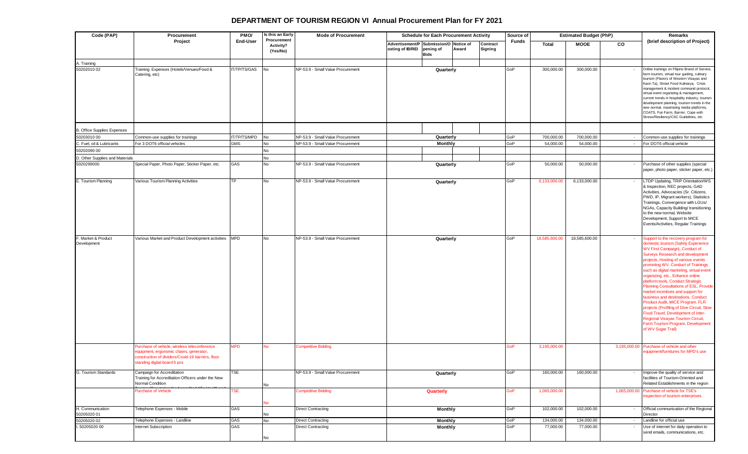# DEPARTMENT OF TOURISM REGION VI Annual Procurement Plan for FY 2021

| Code (PAP) | Procurement Project | PMO/ End-User | Is this an Early Procurement Activity? (Yes/No) | Mode of Procurement | Schedule for Each Procurement Activity | | | | Source of Funds | Estimated Budget (PhP) | | | Remarks (brief description of Project) |
|---|---|---|---|---|---|---|---|---|---|---|---|---|---|
| | | | | | Advertisement/Posting of IB/REI | Submission/Opening of Bids | Notice of Award | Contract Signing | | Total | MOOE | CO | |
| A. Training | | | | | | | | | | | | | |
| 50202010 02 | Training Expenses (Hotels/Venues/Food & Catering, etc) | IT/TP/TS/GAS | No | NP-53.9 - Small Value Procurement | | Quarterly | | | GoP | 300,000.00 | 300,000.00 | - | Online trainings on Filipino Brand of Service, farm tourism, virtual tour guiding, culinary tourism (Flavors of Western Visayas and Kaon Ta), Street Food Kulinarya, Crisis management & incident command protocol, virtual event organizing & management, current trends in hospitality industry, tourism development planning, tourism trends in the new normal, maximizing media platforms, COATS, Fun Farm, Barrier, Cope with Stress/Resiliency/CSC Guidelines, etc |
| B. Office Supplies Expenses | | | | | | | | | | | | | |
| 50203010 00 | Common-use supplies for trainings | IT/TP/TS/MPD | No | NP-53.9 - Small Value Procurement | | Quarterly | | | GoP | 700,000.00 | 700,000.00 | - | Common-use supplies for trainings |
| C. Fuel, oil & Lubricants | For 3 DOT6 official vehicles | GMS | No | NP-53.9 - Small Value Procurement | | Monthly | | | GoP | 54,000.00 | 54,000.00 | - | For DOT6 official vehicle |
| 50202090 00 | | | No | | | | | | | | | | |
| D. Other Supplies and Materials | | | No | | | | | | | | | | |
| 5020299000 | Special Paper, Photo Paper, Sticker Paper, etc. | GAS | No | NP-53.9 - Small Value Procurement | | Quarterly | | | GoP | 50,000.00 | 50,000.00 | - | Purchase of other supplies (special paper, photo paper, sticker paper, etc.) |
| E. Tourism Planning | Various Tourism Planning Activities | TP | No | NP-53.9 - Small Value Procurement | | Quarterly | | | GoP | 6,133,000.00 | 6,133,000.00 | - | LTDP Updating, TRIP Orientation/WS & Inspection, REC projects, GAD Activities, Advocacies (Sr. Citizens, PWD, IP, Migrant workers), Statistics Trainings, Convergence with LGUs/ NGAs, Capacity Building/ transitioning to the new normal, Website Development, Support to MICE Events/Activities, Regular Trainings |
| F. Market & Product Development | Various Market and Product Development activities | MPD | No | NP-53.9 - Small Value Procurement | | Quarterly | | | GoP | 18,585,600.00 | 18,585,600.00 | - | Support to the recovery program for domestic tourism (Safely Experience WV First Campaign), Conduct of Surveys Research and development projects, Hosting of various events promoting WV, Conduct of Trainings such as digital marketing, virtual event organizing, etc., Enhance online platform tools, Conduct Strategic Planning Consultations of ESL, Provide market incentives and support for business and destinations, Conduct Product Audit, MICE Program, FLR projects (Profiling of Dive Circuit, Slow Food Travel, Development of Inter-Regional Visayas Tourism Circuit, Farm Tourism Program, Development of WV Sugar Trail) |
| | Purchase of vehicle, wireless teleconference equipment, ergonomic chairs, generator, construction of dividers/Covid-19 barriers, floor standing digital board 6 pcs | MPD | No | Competitive Bidding | | | | | GoP | 3,195,000.00 | | 3,195,000.00 | Purchase of vehicle and other equipment/furnitures for MPD's use |
| G. Tourism Standards | Campaign for Accreditation<br>Training for Accreditation Officers under the New Normal Condition | TSE | No | NP-53.9 - Small Value Procurement | | Quarterly | | | GoP | 160,000.00 | 160,000.00 | - | Improve the quality of service and facilities of Tourism-Oriented and Related Establishments in the region |
| | Purchase of Vehicle | TSE | No | Competitive Bidding | | Quarterly | | | GoP | 1,065,000.00 | | 1,065,000.00 | Purchase of vehicle for TSE's inspection of tourism enterprises |
| H. Communication 50205020 01 | Telephone Expenses - Mobile | GAS | No | Direct Contracting | | Monthly | | | GoP | 102,000.00 | 102,000.00 | - | Official communication of the Regional Director |
| 50205020 02 | Telephone Expenses - Landline | GAS | No | Direct Contracting | | Monthly | | | GoP | 134,000.00 | 134,000.00 | - | Landline for official use |
| I. 50205020 00 | Internet Subscription | GAS | No | Direct Contracting | | Monthly | | | GoP | 77,000.00 | 77,000.00 | - | Use of internet for daily operation to send emails, communications, etc. |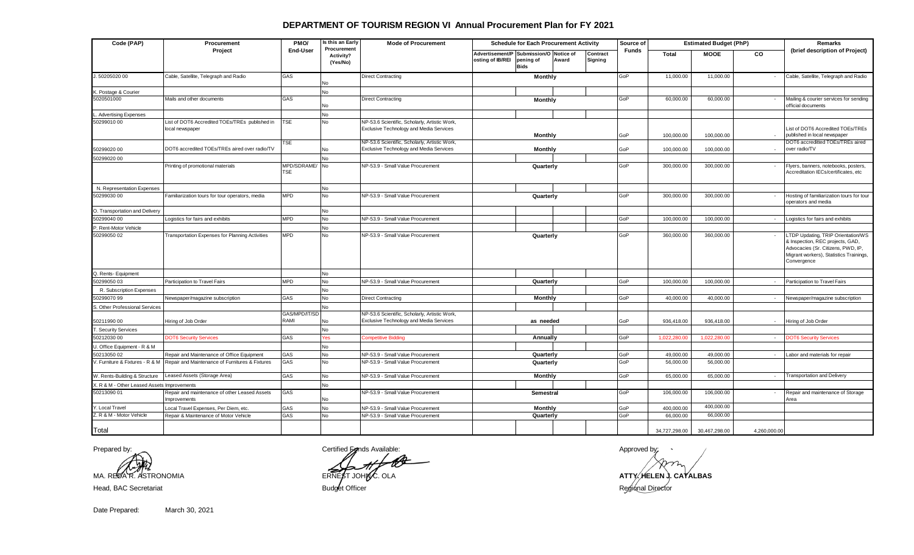# DEPARTMENT OF TOURISM REGION VI Annual Procurement Plan for FY 2021

| Code (PAP) | Procurement Project | PMO/ End-User | Is this an Early Procurement Activity? (Yes/No) | Mode of Procurement | Schedule for Each Procurement Activity | | | | Source of Funds | Estimated Budget (PhP) | | | Remarks (brief description of Project) |
|---|---|---|---|---|---|---|---|---|---|---|---|---|---|
| | | | | | Advertisement/Posting of IB/REI | Submission/Opening of Bids | Notice of Award | Contract Signing | | Total | MOOE | CO | |
| J. 50205020 00 | Cable, Satellite, Telegraph and Radio | GAS | No | Direct Contracting | | Monthly | | | GoP | 11,000.00 | 11,000.00 | - | Cable, Satellite, Telegraph and Radio |
| K. Postage & Courier | | | No | | | | | | | | | | |
| 5020501000 | Mails and other documents | GAS | No | Direct Contracting | | Monthly | | | GoP | 60,000.00 | 60,000.00 | - | Mailing & courier services for sending official documents |
| L. Advertising Expenses | | | No | | | | | | | | | | |
| 50299010 00 | List of DOT6 Accredited TOEs/TREs published in local newspaper | TSE | No | NP-53.6 Scientific, Scholarly, Artistic Work, Exclusive Technology and Media Services | | Monthly | | | GoP | 100,000.00 | 100,000.00 | - | List of DOT6 Accredited TOEs/TREs published in local newspaper |
| 50299020 00 | DOT6 accredited TOEs/TREs aired over radio/TV | TSE | No | NP-53.6 Scientific, Scholarly, Artistic Work, Exclusive Technology and Media Services | | Monthly | | | GoP | 100,000.00 | 100,000.00 | - | DOT6 accredited TOEs/TREs aired over radio/TV |
| 50299020 00 | | | No | | | | | | | | | | |
| | Printing of promotional materials | MPD/SDRAME/ TSE | No | NP-53.9 - Small Value Procurement | | Quarterly | | | GoP | 300,000.00 | 300,000.00 | - | Flyers, banners, notebooks, posters, Accreditation IECs/certificates, etc |
| N. Representation Expenses | | | No | | | | | | | | | | |
| 50299030 00 | Familiarization tours for tour operators, media | MPD | No | NP-53.9 - Small Value Procurement | | Quarterly | | | GoP | 300,000.00 | 300,000.00 | - | Hosting of familiarization tours for tour operators and media |
| O. Transportation and Delivery | | | No | | | | | | | | | | |
| 50299040 00 | Logistics for fairs and exhibits | MPD | No | NP-53.9 - Small Value Procurement | | | | | GoP | 100,000.00 | 100,000.00 | - | Logistics for fairs and exhibits |
| P. Rent-Motor Vehicle | | | No | | | | | | | | | | |
| 50299050 02 | Transportation Expenses for Planning Activities | MPD | No | NP-53.9 - Small Value Procurement | | Quarterly | | | GoP | 360,000.00 | 360,000.00 | - | LTDP Updating, TRIP Orientation/WS & Inspection, REC projects, GAD, Advocacies (Sr. Citizens, PWD, IP, Migrant workers), Statistics Trainings, Convergence |
| Q. Rents- Equipment | | | No | | | | | | | | | | |
| 50299050 03 | Participation to Travel Fairs | MPD | No | NP-53.9 - Small Value Procurement | | Quarterly | | | GoP | 100,000.00 | 100,000.00 | - | Participation to Travel Fairs |
| R. Subscription Expenses | | | No | | | | | | | | | | |
| 50299070 99 | Newspaper/magazine subscription | GAS | No | Direct Contracting | | Monthly | | | GoP | 40,000.00 | 40,000.00 | - | Newspaper/magazine subscription |
| S. Other Professional Services | | | No | | | | | | | | | | |
| 50211990 00 | Hiring of Job Order | GAS/MPD/IT/SD RAMI | No | NP-53.6 Scientific, Scholarly, Artistic Work, Exclusive Technology and Media Services | | as needed | | | GoP | 936,418.00 | 936,418.00 | - | Hiring of Job Order |
| T. Security Services | | | No | | | | | | | | | | |
| 50212030 00 | DOT6 Security Services | GAS | Yes | Competitive Bidding | | Annually | | | GoP | 1,022,280.00 | 1,022,280.00 | - | DOT6 Security Services |
| U. Office Equipment - R & M | | | No | | | | | | | | | | |
| 50213050 02 | Repair and Maintenance of Office Equipment | GAS | No | NP-53.9 - Small Value Procurement | | Quarterly | | | GoP | 49,000.00 | 49,000.00 | - | Labor and materials for repair |
| V. Furniture & Fixtures - R & M | Repair and Maintenance of Furnitures & Fixtures | GAS | No | NP-53.9 - Small Value Procurement | | Quarterly | | | GoP | 56,000.00 | 56,000.00 | | |
| W. Rents-Building & Structure | Leased Assets (Storage Area) | GAS | No | NP-53.9 - Small Value Procurement | | Monthly | | | GoP | 65,000.00 | 65,000.00 | - | Transportation and Delivery |
| X. R & M - Other Leased Assets Improvements | | | No | | | | | | | | | | |
| 50213090 01 | Repair and maintenance of other Leased Assets Improvements | GAS | No | NP-53.9 - Small Value Procurement | | Semestral | | | GoP | 106,000.00 | 106,000.00 | - | Repair and maintenance of Storage Area |
| Y. Local Travel | Local Travel Expenses, Per Diem, etc. | GAS | No | NP-53.9 - Small Value Procurement | | Monthly | | | GoP | 400,000.00 | 400,000.00 | | |
| Z. R & M - Motor Vehicle | Repair & Maintenance of Motor Vehicle | GAS | No | NP-53.9 - Small Value Procurement | | Quarterly | | | GoP | 66,000.00 | 66,000.00 | | |
| Total | | | | | | | | | | 34,727,298.00 | 30,467,298.00 | 4,260,000.00 | |

Prepared by:

MA. REDA R. ASTRONOMIA
Head, BAC Secretariat

Certified Funds Available:

ERNEST JOHN C. OLA
Budget Officer

Approved by:

ATTY. HELEN J. CATALBAS
Regional Director

Date Prepared: March 30, 2021